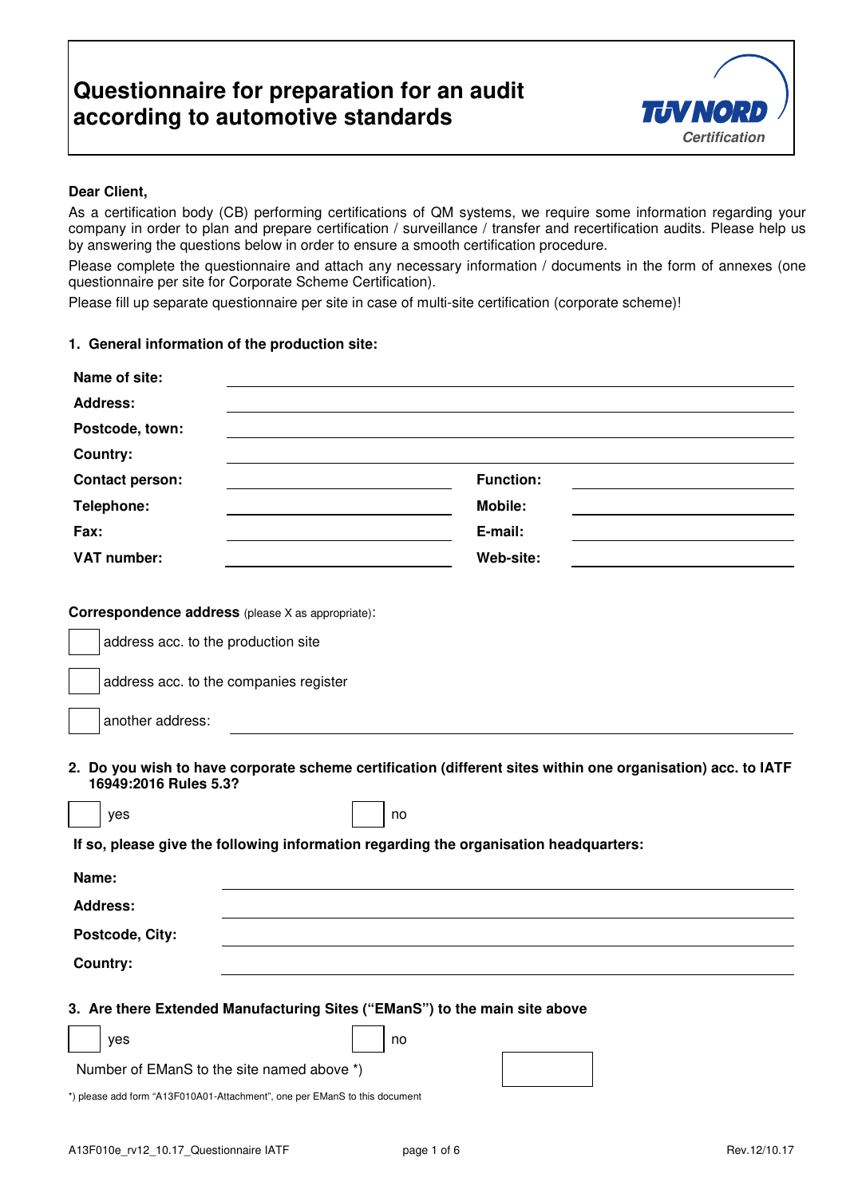# Questionnaire for preparation for an audit according to automotive standards

TÜV NORD Certification

**Dear Client,**

As a certification body (CB) performing certifications of QM systems, we require some information regarding your company in order to plan and prepare certification / surveillance / transfer and recertification audits. Please help us by answering the questions below in order to ensure a smooth certification procedure.

Please complete the questionnaire and attach any necessary information / documents in the form of annexes (one questionnaire per site for Corporate Scheme Certification).

Please fill up separate questionnaire per site in case of multi-site certification (corporate scheme)!

**1. General information of the production site:**

| | | | |
|---|---|---|---|
| **Name of site:** | | | |
| **Address:** | | | |
| **Postcode, town:** | | | |
| **Country:** | | | |
| **Contact person:** | | **Function:** | |
| **Telephone:** | | **Mobile:** | |
| **Fax:** | | **E-mail:** | |
| **VAT number:** | | **Web-site:** | |

**Correspondence address** (please X as appropriate):

☐ address acc. to the production site

☐ address acc. to the companies register

☐ another address: ______________________

**2. Do you wish to have corporate scheme certification (different sites within one organisation) acc. to IATF 16949:2016 Rules 5.3?**

☐ yes ☐ no

**If so, please give the following information regarding the organisation headquarters:**

| | |
|---|---|
| **Name:** | |
| **Address:** | |
| **Postcode, City:** | |
| **Country:** | |

**3. Are there Extended Manufacturing Sites ("EManS") to the main site above**

☐ yes ☐ no

Number of EManS to the site named above *) ☐

*) please add form "A13F010A01-Attachment", one per EManS to this document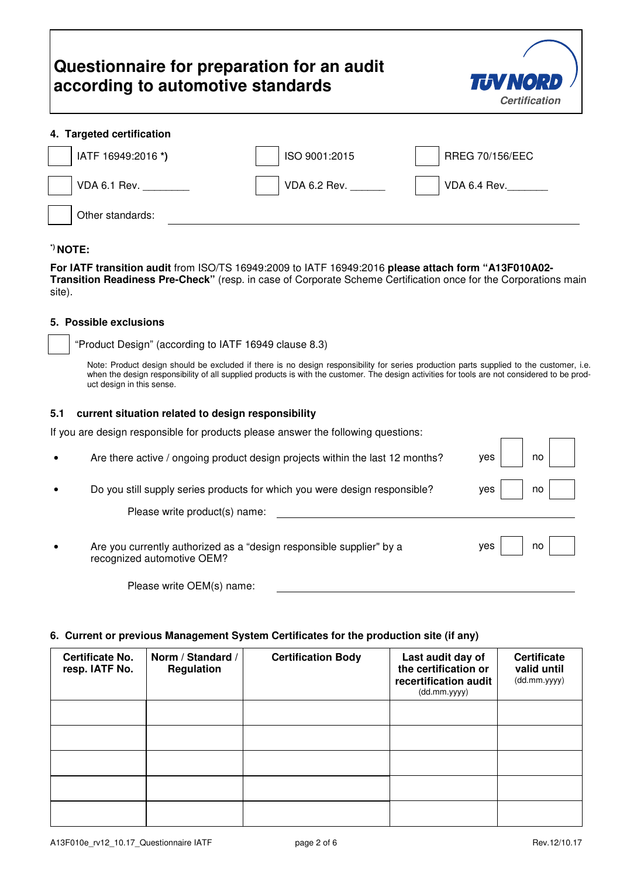# Questionnaire for preparation for an audit according to automotive standards

TÜV NORD Certification

## 4. Targeted certification

- [ ] IATF 16949:2016 ***)**
- [ ] ISO 9001:2015
- [ ] RREG 70/156/EEC
- [ ] VDA 6.1 Rev. ________
- [ ] VDA 6.2 Rev. ______
- [ ] VDA 6.4 Rev._______
- [ ] Other standards: ______________________________

[*] **NOTE:**

**For IATF transition audit** from ISO/TS 16949:2009 to IATF 16949:2016 **please attach form "A13F010A02-Transition Readiness Pre-Check"** (resp. in case of Corporate Scheme Certification once for the Corporations main site).

## 5. Possible exclusions

- [ ] "Product Design" (according to IATF 16949 clause 8.3)

Note: Product design should be excluded if there is no design responsibility for series production parts supplied to the customer, i.e. when the design responsibility of all supplied products is with the customer. The design activities for tools are not considered to be product design in this sense.

### 5.1 current situation related to design responsibility

If you are design responsible for products please answer the following questions:

- Are there active / ongoing product design projects within the last 12 months? yes [ ] no [ ]
- Do you still supply series products for which you were design responsible? yes [ ] no [ ]

  Please write product(s) name: ______________________________

- Are you currently authorized as a "design responsible supplier" by a recognized automotive OEM? yes [ ] no [ ]

  Please write OEM(s) name: ______________________________

## 6. Current or previous Management System Certificates for the production site (if any)

| Certificate No. resp. IATF No. | Norm / Standard / Regulation | Certification Body | Last audit day of the certification or recertification audit (dd.mm.yyyy) | Certificate valid until (dd.mm.yyyy) |
|---|---|---|---|---|
| | | | | |
| | | | | |
| | | | | |
| | | | | |
| | | | | |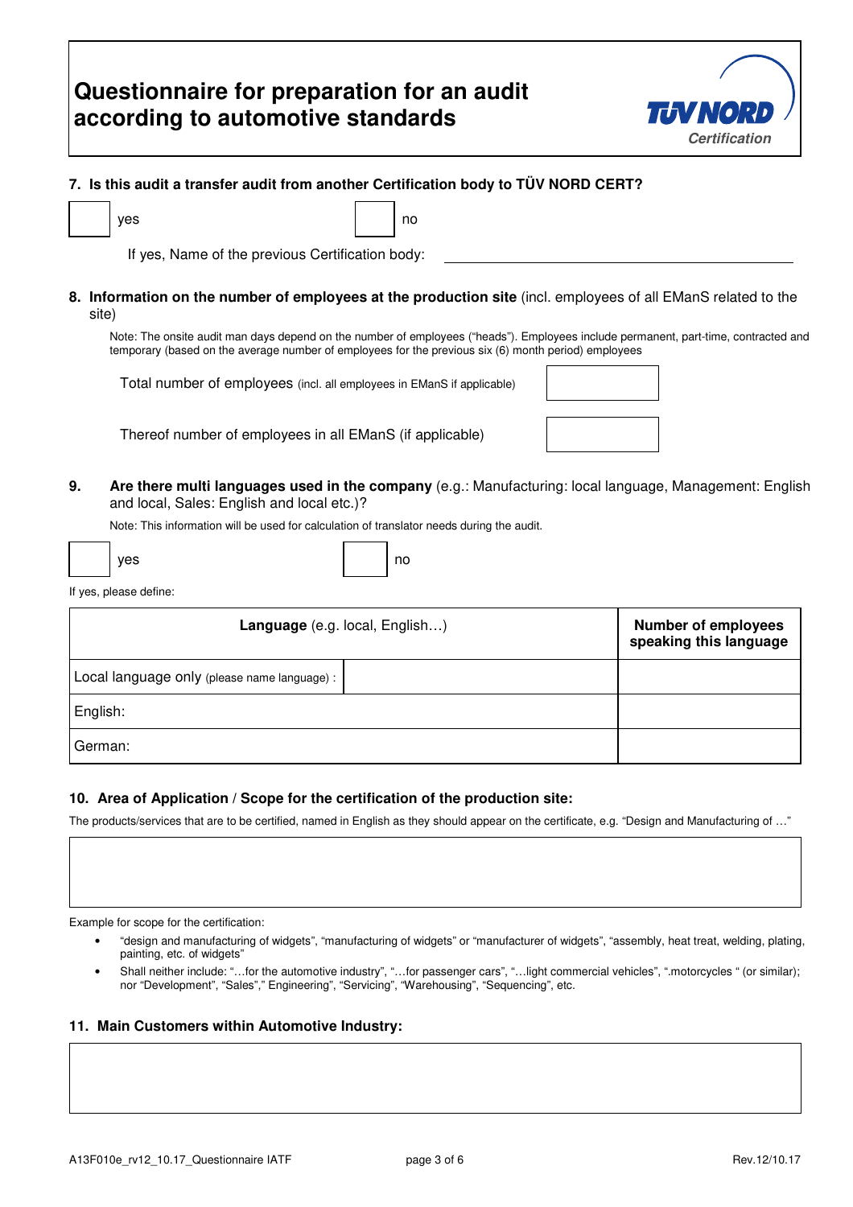# Questionnaire for preparation for an audit according to automotive standards

**7. Is this audit a transfer audit from another Certification body to TÜV NORD CERT?**

☐ yes ☐ no

If yes, Name of the previous Certification body: ____________________

**8. Information on the number of employees at the production site** (incl. employees of all EManS related to the site)

Note: The onsite audit man days depend on the number of employees ("heads"). Employees include permanent, part-time, contracted and temporary (based on the average number of employees for the previous six (6) month period) employees

| | |
|---|---|
| Total number of employees (incl. all employees in EManS if applicable) | |
| Thereof number of employees in all EManS (if applicable) | |

**9. Are there multi languages used in the company** (e.g.: Manufacturing: local language, Management: English and local, Sales: English and local etc.)?

Note: This information will be used for calculation of translator needs during the audit.

☐ yes ☐ no

If yes, please define:

| **Language** (e.g. local, English…) | | **Number of employees speaking this language** |
|---|---|---|
| Local language only (please name language) : | | |
| English: | | |
| German: | | |

**10. Area of Application / Scope for the certification of the production site:**

The products/services that are to be certified, named in English as they should appear on the certificate, e.g. "Design and Manufacturing of …"

| |
|---|
| |

Example for scope for the certification:

- "design and manufacturing of widgets", "manufacturing of widgets" or "manufacturer of widgets", "assembly, heat treat, welding, plating, painting, etc. of widgets"
- Shall neither include: "…for the automotive industry", "…for passenger cars", "…light commercial vehicles", ".motorcycles " (or similar); nor "Development", "Sales"," Engineering", "Servicing", "Warehousing", "Sequencing", etc.

**11. Main Customers within Automotive Industry:**

| |
|---|
| |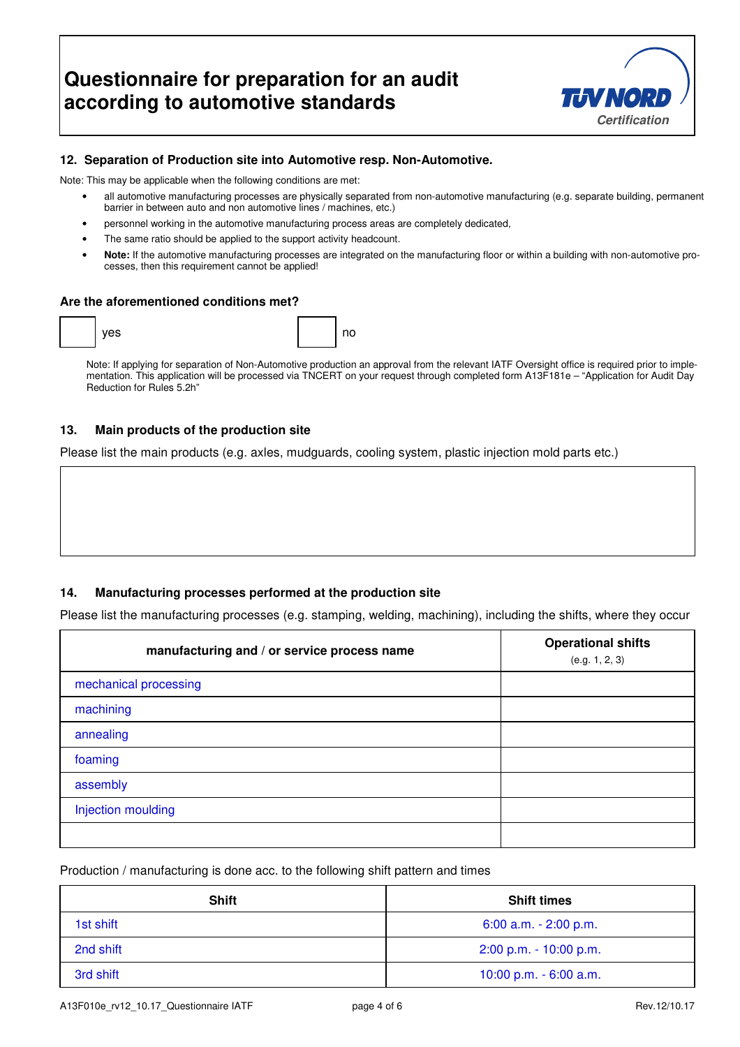## 12. Separation of Production site into Automotive resp. Non-Automotive.

Note: This may be applicable when the following conditions are met:

- all automotive manufacturing processes are physically separated from non-automotive manufacturing (e.g. separate building, permanent barrier in between auto and non automotive lines / machines, etc.)
- personnel working in the automotive manufacturing process areas are completely dedicated,
- The same ratio should be applied to the support activity headcount.
- **Note:** If the automotive manufacturing processes are integrated on the manufacturing floor or within a building with non-automotive processes, then this requirement cannot be applied!

**Are the aforementioned conditions met?**

☐ yes ☐ no

Note: If applying for separation of Non-Automotive production an approval from the relevant IATF Oversight office is required prior to implementation. This application will be processed via TNCERT on your request through completed form A13F181e – "Application for Audit Day Reduction for Rules 5.2h"

## 13. Main products of the production site

Please list the main products (e.g. axles, mudguards, cooling system, plastic injection mold parts etc.)

| |
|---|
| |

## 14. Manufacturing processes performed at the production site

Please list the manufacturing processes (e.g. stamping, welding, machining), including the shifts, where they occur

| manufacturing and / or service process name | Operational shifts (e.g. 1, 2, 3) |
|---|---|
| mechanical processing | |
| machining | |
| annealing | |
| foaming | |
| assembly | |
| Injection moulding | |
| | |

Production / manufacturing is done acc. to the following shift pattern and times

| Shift | Shift times |
|---|---|
| 1st shift | 6:00 a.m. - 2:00 p.m. |
| 2nd shift | 2:00 p.m. - 10:00 p.m. |
| 3rd shift | 10:00 p.m. - 6:00 a.m. |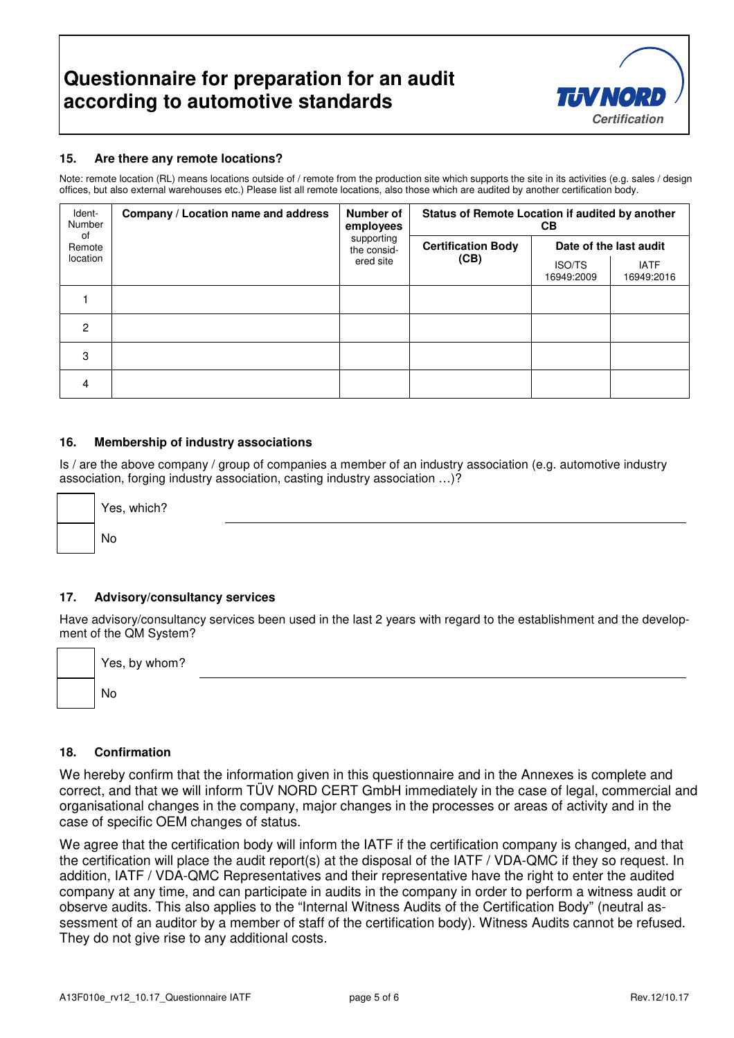# Questionnaire for preparation for an audit according to automotive standards

### 15. Are there any remote locations?

Note: remote location (RL) means locations outside of / remote from the production site which supports the site in its activities (e.g. sales / design offices, but also external warehouses etc.) Please list all remote locations, also those which are audited by another certification body.

| Ident-Number of Remote location | **Company / Location name and address** | **Number of employees** supporting the consid-ered site | **Status of Remote Location if audited by another CB** | | |
|---|---|---|---|---|---|
| | | | **Certification Body (CB)** | **Date of the last audit** | |
| | | | | ISO/TS 16949:2009 | IATF 16949:2016 |
| 1 | | | | | |
| 2 | | | | | |
| 3 | | | | | |
| 4 | | | | | |

### 16. Membership of industry associations

Is / are the above company / group of companies a member of an industry association (e.g. automotive industry association, forging industry association, casting industry association …)?

- [ ] Yes, which? \_\_\_\_\_\_\_\_\_\_\_\_\_\_\_\_\_\_\_\_\_\_\_\_\_\_\_\_\_\_
- [ ] No

### 17. Advisory/consultancy services

Have advisory/consultancy services been used in the last 2 years with regard to the establishment and the development of the QM System?

- [ ] Yes, by whom? \_\_\_\_\_\_\_\_\_\_\_\_\_\_\_\_\_\_\_\_\_\_\_\_\_\_\_\_\_\_
- [ ] No

### 18. Confirmation

We hereby confirm that the information given in this questionnaire and in the Annexes is complete and correct, and that we will inform TÜV NORD CERT GmbH immediately in the case of legal, commercial and organisational changes in the company, major changes in the processes or areas of activity and in the case of specific OEM changes of status.

We agree that the certification body will inform the IATF if the certification company is changed, and that the certification will place the audit report(s) at the disposal of the IATF / VDA-QMC if they so request. In addition, IATF / VDA-QMC Representatives and their representative have the right to enter the audited company at any time, and can participate in audits in the company in order to perform a witness audit or observe audits. This also applies to the "Internal Witness Audits of the Certification Body" (neutral assessment of an auditor by a member of staff of the certification body). Witness Audits cannot be refused. They do not give rise to any additional costs.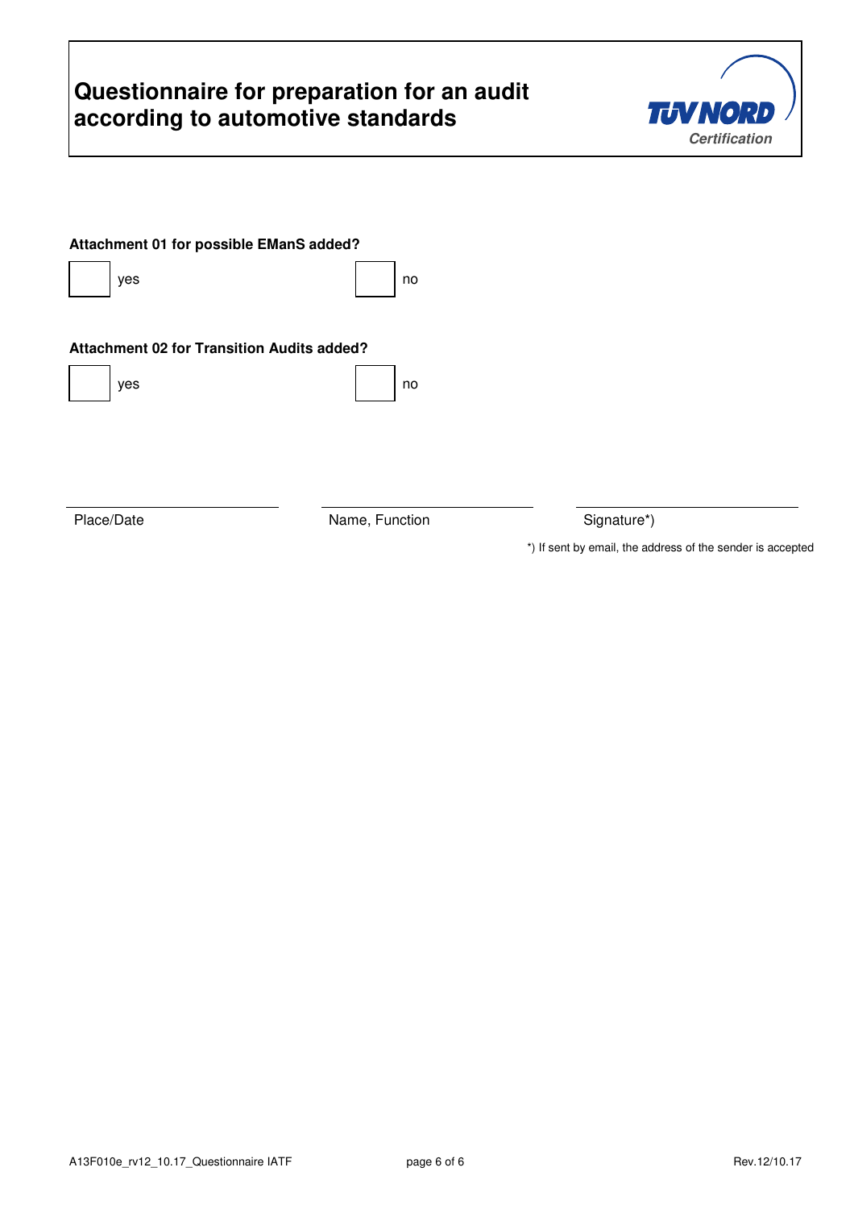**Attachment 01 for possible EManS added?**

☐ yes ☐ no

**Attachment 02 for Transition Audits added?**

☐ yes ☐ no

| | | |
|---|---|---|
| Place/Date | Name, Function | Signature*) |

*) If sent by email, the address of the sender is accepted